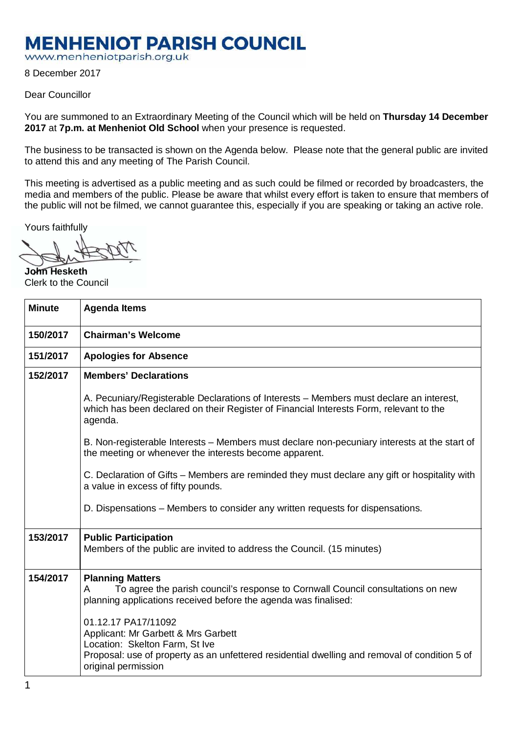# MENHENIOT PARISH COUNCIL

www.menheniotparish.org.uk

8 December 2017

Dear Councillor

You are summoned to an Extraordinary Meeting of the Council which will be held on **Thursday 14 December 2017** at **7p.m. at Menheniot Old School** when your presence is requested.

The business to be transacted is shown on the Agenda below. Please note that the general public are invited to attend this and any meeting of The Parish Council.

This meeting is advertised as a public meeting and as such could be filmed or recorded by broadcasters, the media and members of the public. Please be aware that whilst every effort is taken to ensure that members of the public will not be filmed, we cannot guarantee this, especially if you are speaking or taking an active role.

Yours faithfully

**John Hesketh**
Clerk to the Council

| Minute | Agenda Items |
|---|---|
| **150/2017** | **Chairman's Welcome** |
| **151/2017** | **Apologies for Absence** |
| **152/2017** | **Members' Declarations**<br><br>A. Pecuniary/Registerable Declarations of Interests – Members must declare an interest, which has been declared on their Register of Financial Interests Form, relevant to the agenda.<br><br>B. Non-registerable Interests – Members must declare non-pecuniary interests at the start of the meeting or whenever the interests become apparent.<br><br>C. Declaration of Gifts – Members are reminded they must declare any gift or hospitality with a value in excess of fifty pounds.<br><br>D. Dispensations – Members to consider any written requests for dispensations. |
| **153/2017** | **Public Participation**<br>Members of the public are invited to address the Council. (15 minutes) |
| **154/2017** | **Planning Matters**<br>A To agree the parish council's response to Cornwall Council consultations on new planning applications received before the agenda was finalised:<br><br>01.12.17 PA17/11092<br>Applicant: Mr Garbett & Mrs Garbett<br>Location: Skelton Farm, St Ive<br>Proposal: use of property as an unfettered residential dwelling and removal of condition 5 of original permission |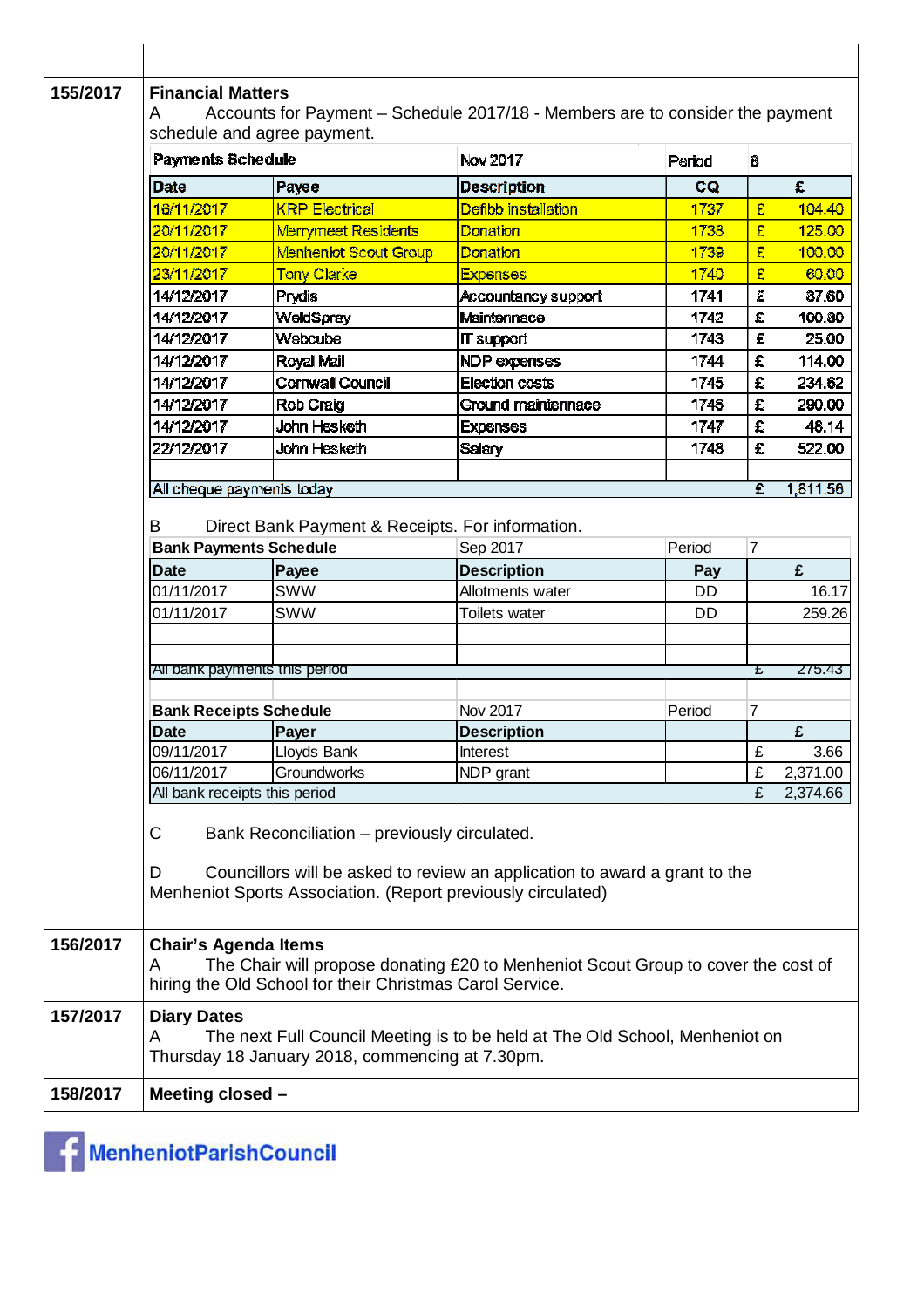| | |
|---|---|
| | |
| 155/2017 | **Financial Matters** |

A Accounts for Payment – Schedule 2017/18 - Members are to consider the payment schedule and agree payment.

| **Payments Schedule** | | Nov 2017 | Period | 8 | |
|---|---|---|---|---|---|
| **Date** | **Payee** | **Description** | **CQ** | | **£** |
| 16/11/2017 | KRP Electrical | Defibb installation | 1737 | £ | 104.40 |
| 20/11/2017 | Merrymeet Residents | Donation | 1738 | £ | 125.00 |
| 20/11/2017 | Menheniot Scout Group | Donation | 1739 | £ | 100.00 |
| 23/11/2017 | Tony Clarke | Expenses | 1740 | £ | 60.00 |
| 14/12/2017 | Prydis | Accountancy support | 1741 | £ | 87.60 |
| 14/12/2017 | WeldSpray | Maintennace | 1742 | £ | 100.80 |
| 14/12/2017 | Webcube | IT support | 1743 | £ | 25.00 |
| 14/12/2017 | Royal Mail | NDP expenses | 1744 | £ | 114.00 |
| 14/12/2017 | Cornwall Council | Election costs | 1745 | £ | 234.62 |
| 14/12/2017 | Rob Craig | Ground maintennace | 1746 | £ | 290.00 |
| 14/12/2017 | John Hesketh | Expenses | 1747 | £ | 48.14 |
| 22/12/2017 | John Hesketh | Salary | 1748 | £ | 522.00 |
| | | | | | |
| All cheque payments today | | | | £ | 1,811.56 |

B Direct Bank Payment & Receipts. For information.

| **Bank Payments Schedule** | | Sep 2017 | Period | 7 |
|---|---|---|---|---|
| **Date** | **Payee** | **Description** | **Pay** | **£** |
| 01/11/2017 | SWW | Allotments water | DD | 16.17 |
| 01/11/2017 | SWW | Toilets water | DD | 259.26 |
| | | | | |
| | | | | |
| All bank payments this period | | | | £ 275.43 |

| **Bank Receipts Schedule** | | Nov 2017 | Period | 7 | |
|---|---|---|---|---|---|
| **Date** | **Payer** | **Description** | | | **£** |
| 09/11/2017 | Lloyds Bank | Interest | | £ | 3.66 |
| 06/11/2017 | Groundworks | NDP grant | | £ | 2,371.00 |
| All bank receipts this period | | | | £ | 2,374.66 |

C Bank Reconciliation – previously circulated.

D Councillors will be asked to review an application to award a grant to the Menheniot Sports Association. (Report previously circulated)

| | |
|---|---|
| 156/2017 | **Chair's Agenda Items**<br>A The Chair will propose donating £20 to Menheniot Scout Group to cover the cost of hiring the Old School for their Christmas Carol Service. |
| 157/2017 | **Diary Dates**<br>A The next Full Council Meeting is to be held at The Old School, Menheniot on Thursday 18 January 2018, commencing at 7.30pm. |
| 158/2017 | **Meeting closed –** |

MenheniotParishCouncil